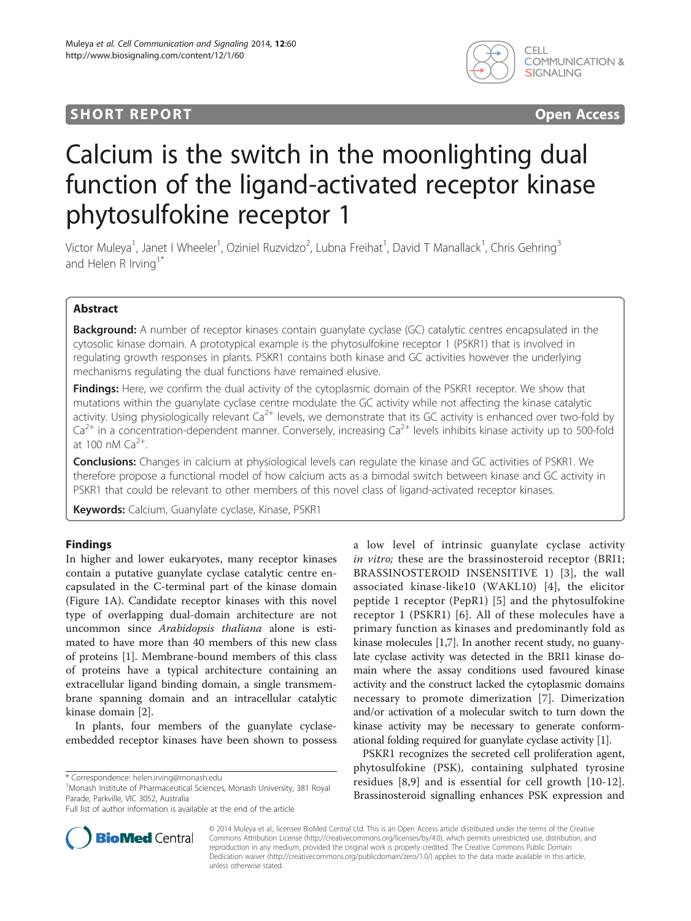SHORT REPORT

Open Access

# Calcium is the switch in the moonlighting dual function of the ligand-activated receptor kinase phytosulfokine receptor 1

Victor Muleya[1], Janet I Wheeler[1], Oziniel Ruzvidzo[2], Lubna Freihat[1], David T Manallack[1], Chris Gehring[3] and Helen R Irving[1*]

## Abstract

**Background:** A number of receptor kinases contain guanylate cyclase (GC) catalytic centres encapsulated in the cytosolic kinase domain. A prototypical example is the phytosulfokine receptor 1 (PSKR1) that is involved in regulating growth responses in plants. PSKR1 contains both kinase and GC activities however the underlying mechanisms regulating the dual functions have remained elusive.

**Findings:** Here, we confirm the dual activity of the cytoplasmic domain of the PSKR1 receptor. We show that mutations within the guanylate cyclase centre modulate the GC activity while not affecting the kinase catalytic activity. Using physiologically relevant $Ca^{2+}$ levels, we demonstrate that its GC activity is enhanced over two-fold by $Ca^{2+}$ in a concentration-dependent manner. Conversely, increasing $Ca^{2+}$ levels inhibits kinase activity up to 500-fold at 100 nM $Ca^{2+}$.

**Conclusions:** Changes in calcium at physiological levels can regulate the kinase and GC activities of PSKR1. We therefore propose a functional model of how calcium acts as a bimodal switch between kinase and GC activity in PSKR1 that could be relevant to other members of this novel class of ligand-activated receptor kinases.

**Keywords:** Calcium, Guanylate cyclase, Kinase, PSKR1

## Findings

In higher and lower eukaryotes, many receptor kinases contain a putative guanylate cyclase catalytic centre encapsulated in the C-terminal part of the kinase domain (Figure 1A). Candidate receptor kinases with this novel type of overlapping dual-domain architecture are not uncommon since *Arabidopsis thaliana* alone is estimated to have more than 40 members of this new class of proteins [1]. Membrane-bound members of this class of proteins have a typical architecture containing an extracellular ligand binding domain, a single transmembrane spanning domain and an intracellular catalytic kinase domain [2].

In plants, four members of the guanylate cyclase-embedded receptor kinases have been shown to possess a low level of intrinsic guanylate cyclase activity *in vitro;* these are the brassinosteroid receptor (BRI1; BRASSINOSTEROID INSENSITIVE 1) [3], the wall associated kinase-like10 (WAKL10) [4], the elicitor peptide 1 receptor (PepR1) [5] and the phytosulfokine receptor 1 (PSKR1) [6]. All of these molecules have a primary function as kinases and predominantly fold as kinase molecules [1,7]. In another recent study, no guanylate cyclase activity was detected in the BRI1 kinase domain where the assay conditions used favoured kinase activity and the construct lacked the cytoplasmic domains necessary to promote dimerization [7]. Dimerization and/or activation of a molecular switch to turn down the kinase activity may be necessary to generate conformational folding required for guanylate cyclase activity [1].

PSKR1 recognizes the secreted cell proliferation agent, phytosulfokine (PSK), containing sulphated tyrosine residues [8,9] and is essential for cell growth [10-12]. Brassinosteroid signalling enhances PSK expression and

\* Correspondence: helen.irving@monash.edu

[1]Monash Institute of Pharmaceutical Sciences, Monash University, 381 Royal Parade, Parkville, VIC 3052, Australia

Full list of author information is available at the end of the article

© 2014 Muleya et al.; licensee BioMed Central Ltd. This is an Open Access article distributed under the terms of the Creative Commons Attribution License (http://creativecommons.org/licenses/by/4.0), which permits unrestricted use, distribution, and reproduction in any medium, provided the original work is properly credited. The Creative Commons Public Domain Dedication waiver (http://creativecommons.org/publicdomain/zero/1.0/) applies to the data made available in this article, unless otherwise stated.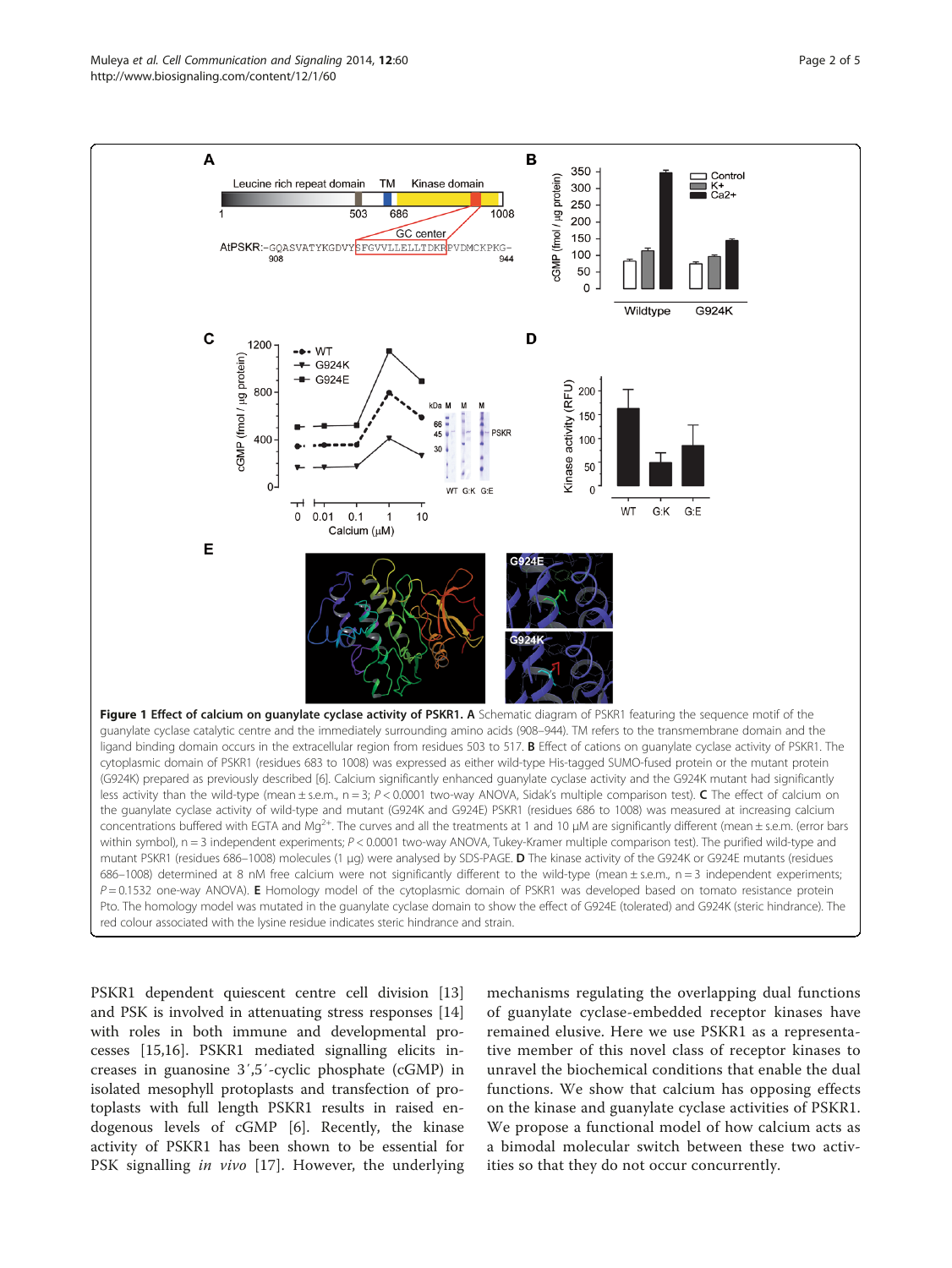**Figure 1 Effect of calcium on guanylate cyclase activity of PSKR1. A** Schematic diagram of PSKR1 featuring the sequence motif of the guanylate cyclase catalytic centre and the immediately surrounding amino acids (908–944). TM refers to the transmembrane domain and the ligand binding domain occurs in the extracellular region from residues 503 to 517. **B** Effect of cations on guanylate cyclase activity of PSKR1. The cytoplasmic domain of PSKR1 (residues 683 to 1008) was expressed as either wild-type His-tagged SUMO-fused protein or the mutant protein (G924K) prepared as previously described [6]. Calcium significantly enhanced guanylate cyclase activity and the G924K mutant had significantly less activity than the wild-type (mean ± s.e.m., n = 3; $P < 0.0001$ two-way ANOVA, Sidak's multiple comparison test). **C** The effect of calcium on the guanylate cyclase activity of wild-type and mutant (G924K and G924E) PSKR1 (residues 686 to 1008) was measured at increasing calcium concentrations buffered with EGTA and $Mg^{2+}$. The curves and all the treatments at 1 and 10 μM are significantly different (mean ± s.e.m. (error bars within symbol), n = 3 independent experiments; $P < 0.0001$ two-way ANOVA, Tukey-Kramer multiple comparison test). The purified wild-type and mutant PSKR1 (residues 686–1008) molecules (1 μg) were analysed by SDS-PAGE. **D** The kinase activity of the G924K or G924E mutants (residues 686–1008) determined at 8 nM free calcium were not significantly different to the wild-type (mean ± s.e.m., n = 3 independent experiments; $P = 0.1532$ one-way ANOVA). **E** Homology model of the cytoplasmic domain of PSKR1 was developed based on tomato resistance protein Pto. The homology model was mutated in the guanylate cyclase domain to show the effect of G924E (tolerated) and G924K (steric hindrance). The red colour associated with the lysine residue indicates steric hindrance and strain.

PSKR1 dependent quiescent centre cell division [13] and PSK is involved in attenuating stress responses [14] with roles in both immune and developmental processes [15,16]. PSKR1 mediated signalling elicits increases in guanosine 3′,5′-cyclic phosphate (cGMP) in isolated mesophyll protoplasts and transfection of protoplasts with full length PSKR1 results in raised endogenous levels of cGMP [6]. Recently, the kinase activity of PSKR1 has been shown to be essential for PSK signalling *in vivo* [17]. However, the underlying mechanisms regulating the overlapping dual functions of guanylate cyclase-embedded receptor kinases have remained elusive. Here we use PSKR1 as a representative member of this novel class of receptor kinases to unravel the biochemical conditions that enable the dual functions. We show that calcium has opposing effects on the kinase and guanylate cyclase activities of PSKR1. We propose a functional model of how calcium acts as a bimodal molecular switch between these two activities so that they do not occur concurrently.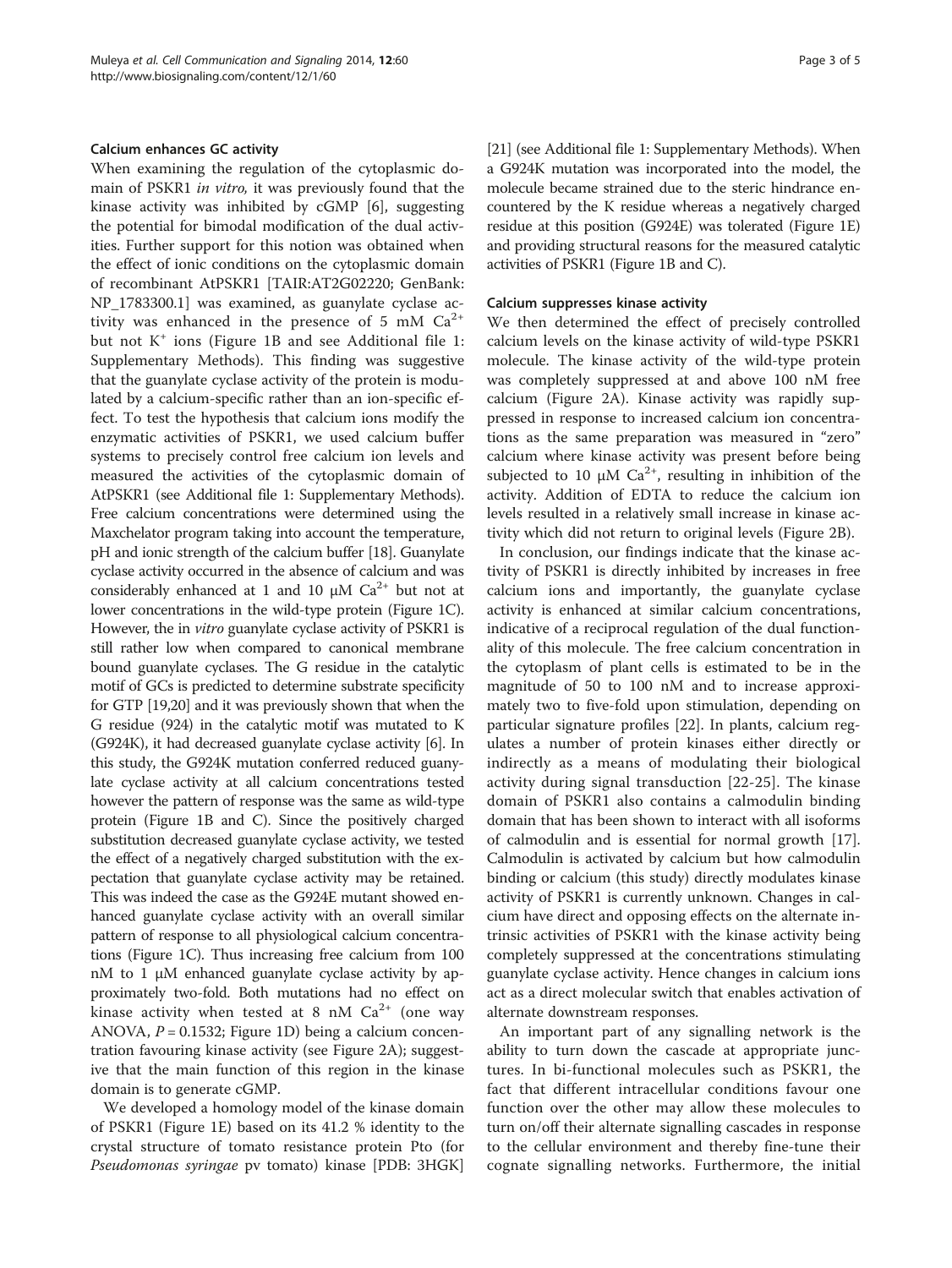### Calcium enhances GC activity

When examining the regulation of the cytoplasmic domain of PSKR1 *in vitro*, it was previously found that the kinase activity was inhibited by cGMP [6], suggesting the potential for bimodal modification of the dual activities. Further support for this notion was obtained when the effect of ionic conditions on the cytoplasmic domain of recombinant AtPSKR1 [TAIR:AT2G02220; GenBank: NP_1783300.1] was examined, as guanylate cyclase activity was enhanced in the presence of 5 mM $Ca^{2+}$ but not $K^+$ ions (Figure 1B and see Additional file 1: Supplementary Methods). This finding was suggestive that the guanylate cyclase activity of the protein is modulated by a calcium-specific rather than an ion-specific effect. To test the hypothesis that calcium ions modify the enzymatic activities of PSKR1, we used calcium buffer systems to precisely control free calcium ion levels and measured the activities of the cytoplasmic domain of AtPSKR1 (see Additional file 1: Supplementary Methods). Free calcium concentrations were determined using the Maxchelator program taking into account the temperature, pH and ionic strength of the calcium buffer [18]. Guanylate cyclase activity occurred in the absence of calcium and was considerably enhanced at 1 and 10 μM $Ca^{2+}$ but not at lower concentrations in the wild-type protein (Figure 1C). However, the in *vitro* guanylate cyclase activity of PSKR1 is still rather low when compared to canonical membrane bound guanylate cyclases. The G residue in the catalytic motif of GCs is predicted to determine substrate specificity for GTP [19,20] and it was previously shown that when the G residue (924) in the catalytic motif was mutated to K (G924K), it had decreased guanylate cyclase activity [6]. In this study, the G924K mutation conferred reduced guanylate cyclase activity at all calcium concentrations tested however the pattern of response was the same as wild-type protein (Figure 1B and C). Since the positively charged substitution decreased guanylate cyclase activity, we tested the effect of a negatively charged substitution with the expectation that guanylate cyclase activity may be retained. This was indeed the case as the G924E mutant showed enhanced guanylate cyclase activity with an overall similar pattern of response to all physiological calcium concentrations (Figure 1C). Thus increasing free calcium from 100 nM to 1 μM enhanced guanylate cyclase activity by approximately two-fold. Both mutations had no effect on kinase activity when tested at 8 nM $Ca^{2+}$ (one way ANOVA, $P = 0.1532$; Figure 1D) being a calcium concentration favouring kinase activity (see Figure 2A); suggestive that the main function of this region in the kinase domain is to generate cGMP.

We developed a homology model of the kinase domain of PSKR1 (Figure 1E) based on its 41.2 % identity to the crystal structure of tomato resistance protein Pto (for *Pseudomonas syringae* pv tomato) kinase [PDB: 3HGK] [21] (see Additional file 1: Supplementary Methods). When a G924K mutation was incorporated into the model, the molecule became strained due to the steric hindrance encountered by the K residue whereas a negatively charged residue at this position (G924E) was tolerated (Figure 1E) and providing structural reasons for the measured catalytic activities of PSKR1 (Figure 1B and C).

### Calcium suppresses kinase activity

We then determined the effect of precisely controlled calcium levels on the kinase activity of wild-type PSKR1 molecule. The kinase activity of the wild-type protein was completely suppressed at and above 100 nM free calcium (Figure 2A). Kinase activity was rapidly suppressed in response to increased calcium ion concentrations as the same preparation was measured in "zero" calcium where kinase activity was present just before being subjected to 10 μM $Ca^{2+}$, resulting in inhibition of the activity. Addition of EDTA to reduce the calcium ion levels resulted in a relatively small increase in kinase activity which did not return to original levels (Figure 2B).

In conclusion, our findings indicate that the kinase activity of PSKR1 is directly inhibited by increases in free calcium ions and importantly, the guanylate cyclase activity is enhanced at similar calcium concentrations, indicative of a reciprocal regulation of the dual functionality of this molecule. The free calcium concentration in the cytoplasm of plant cells is estimated to be in the magnitude of 50 to 100 nM and to increase approximately two to five-fold upon stimulation, depending on particular signature profiles [22]. In plants, calcium regulates a number of protein kinases either directly or indirectly as a means of modulating their biological activity during signal transduction [22-25]. The kinase domain of PSKR1 also contains a calmodulin binding domain that has been shown to interact with all isoforms of calmodulin and is essential for normal growth [17]. Calmodulin is activated by calcium but how calmodulin binding or calcium (this study) directly modulates kinase activity of PSKR1 is currently unknown. Changes in calcium have direct and opposing effects on the alternate intrinsic activities of PSKR1 with the kinase activity being completely suppressed at the concentrations stimulating guanylate cyclase activity. Hence changes in calcium ions act as a direct molecular switch that enables activation of alternate downstream responses.

An important part of any signalling network is the ability to turn down the cascade at appropriate junctures. In bi-functional molecules such as PSKR1, the fact that different intracellular conditions favour one function over the other may allow these molecules to turn on/off their alternate signalling cascades in response to the cellular environment and thereby fine-tune their cognate signalling networks. Furthermore, the initial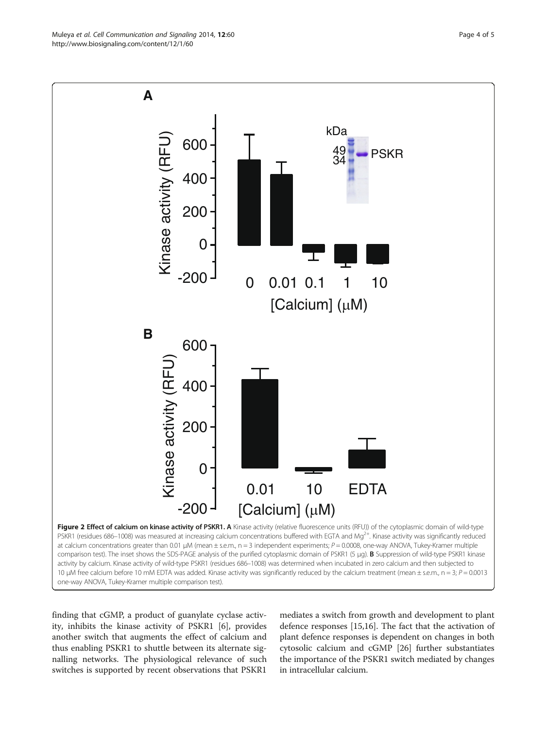**Figure 2 Effect of calcium on kinase activity of PSKR1. A** Kinase activity (relative fluorescence units (RFU)) of the cytoplasmic domain of wild-type PSKR1 (residues 686–1008) was measured at increasing calcium concentrations buffered with EGTA and $Mg^{2+}$. Kinase activity was significantly reduced at calcium concentrations greater than 0.01 μM (mean ± s.e.m., n = 3 independent experiments; $P = 0.0008$, one-way ANOVA, Tukey-Kramer multiple comparison test). The inset shows the SDS-PAGE analysis of the purified cytoplasmic domain of PSKR1 (5 μg). **B** Suppression of wild-type PSKR1 kinase activity by calcium. Kinase activity of wild-type PSKR1 (residues 686–1008) was determined when incubated in zero calcium and then subjected to 10 μM free calcium before 10 mM EDTA was added. Kinase activity was significantly reduced by the calcium treatment (mean ± s.e.m., n = 3; $P = 0.0013$ one-way ANOVA, Tukey-Kramer multiple comparison test).

finding that cGMP, a product of guanylate cyclase activity, inhibits the kinase activity of PSKR1 [6], provides another switch that augments the effect of calcium and thus enabling PSKR1 to shuttle between its alternate signalling networks. The physiological relevance of such switches is supported by recent observations that PSKR1 mediates a switch from growth and development to plant defence responses [15,16]. The fact that the activation of plant defence responses is dependent on changes in both cytosolic calcium and cGMP [26] further substantiates the importance of the PSKR1 switch mediated by changes in intracellular calcium.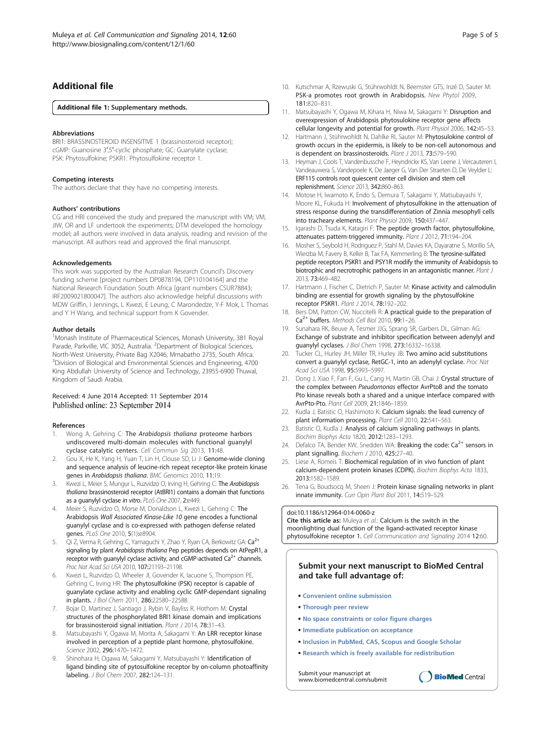## Additional file

**Additional file 1: Supplementary methods.**

### Abbreviations

BRI1: BRASSINOSTEROID INSENSITIVE 1 (brassinosteroid receptor); cGMP: Guanosine 3′,5′-cyclic phosphate; GC: Guanylate cyclase; PSK: Phytosulfokine; PSKR1: Phytosulfokine receptor 1.

### Competing interests

The authors declare that they have no competing interests.

### Authors' contributions

CG and HRI conceived the study and prepared the manuscript with VM; VM, JIW, OR and LF undertook the experiments; DTM developed the homology model; all authors were involved in data analysis, reading and revision of the manuscript. All authors read and approved the final manuscript.

### Acknowledgements

This work was supported by the Australian Research Council's Discovery funding scheme [project numbers DP0878194, DP110104164] and the National Research Foundation South Africa [grant numbers CSUR78843; IRF2009021800047]. The authors also acknowledge helpful discussions with MDW Griffin, I Jennings, L Kwezi, E Leung, C Marondedze, Y-F Mok, L Thomas and Y H Wang, and technical support from K Govender.

### Author details

[1]Monash Institute of Pharmaceutical Sciences, Monash University, 381 Royal Parade, Parkville, VIC 3052, Australia. [2]Department of Biological Sciences, North-West University, Private Bag X2046, Mmabatho 2735, South Africa. [3]Division of Biological and Environmental Sciences and Engineering, 4700 King Abdullah University of Science and Technology, 23955-6900 Thuwal, Kingdom of Saudi Arabia.

Received: 4 June 2014 Accepted: 11 September 2014
Published online: 23 September 2014

### References

1. Wong A, Gehring C: **The *Arabidopsis thaliana* proteome harbors undiscovered multi-domain molecules with functional guanylyl cyclase catalytic centers.** *Cell Commun Sig* 2013, **11:**48.
2. Gou X, He K, Yang H, Yuan T, Lin H, Clouse SD, Li J: **Genome-wide cloning and sequence analysis of leucine-rich repeat receptor-like protein kinase genes in *Arabidopsis thaliana*.** *BMC Genomics* 2010, **11:**19.
3. Kwezi L, Meier S, Mungur L, Ruzvidzo O, Irving H, Gehring C: **The *Arabidopsis thaliana* brassinosteroid receptor (AtBRI1) contains a domain that functions as a guanylyl cyclase *in vitro*.** *PLoS One* 2007, **2:**e449.
4. Meier S, Ruzvidzo O, Morse M, Donaldson L, Kwezi L, Gehring C: **The Arabidopsis *Wall Associated Kinase-Like 10* gene encodes a functional guanylyl cyclase and is co-expressed with pathogen defense related genes.** *PLoS One* 2010, **5**(1)**:**e8904.
5. Qi Z, Verma R, Gehring C, Yamaguchi Y, Zhao Y, Ryan CA, Berkowitz GA: **$Ca^{2+}$ signaling by plant *Arabidopsis thaliana* Pep peptides depends on AtPepR1, a receptor with guanylyl cyclase activity, and cGMP-activated $Ca^{2+}$ channels.** *Proc Nat Acad Sci USA* 2010, **107:**21193–21198.
6. Kwezi L, Ruzvidzo O, Wheeler JI, Govender K, Iacuone S, Thompson PE, Gehring C, Irving HR: **The phytosulfokine (PSK) receptor is capable of guanylate cyclase activity and enabling cyclic GMP-dependant signaling in plants.** *J Biol Chem* 2011, **286:**22580–22588.
7. Bojar D, Martinez J, Santiago J, Rybin V, Bayliss R, Hothorn M: **Crystal structures of the phosphorylated BRI1 kinase domain and implications for brassinosteroid signal initiation.** *Plant J* 2014, **78:**31–43.
8. Matsubayashi Y, Ogawa M, Morita A, Sakagami Y: **An LRR receptor kinase involved in perception of a peptide plant hormone, phytosulfokine.** *Science* 2002, **296:**1470–1472.
9. Shinohara H, Ogawa M, Sakagami Y, Matsubayashi Y: **Identification of ligand binding site of pytosulfokine receptor by on-column photoaffinity labeling.** *J Biol Chem* 2007, **282:**124–131.
10. Kutschmar A, Rzewuski G, Stührwohldt N, Beemster GTS, Inzé D, Sauter M: **PSK-a promotes root growth in Arabidopsis.** *New Phytol* 2009, **181:**820–831.
11. Matsubayashi Y, Ogawa M, Kihara H, Niwa M, Sakagami Y: **Disruption and overexpression of Arabidopsis phytosulokine receptor gene affects cellular longevity and potential for growth.** *Plant Physiol* 2006, **142:**45–53.
12. Hartmann J, Stührwohldt N, Dahlke RI, Sauter M: **Phytosulokine control of growth occurs in the epidermis, is likely to be non-cell autonomous and is dependent on brassinosteroids.** *Plant J* 2013, **73:**579–590.
13. Heyman J, Cools T, Vandenbussche F, Heyndrickx KS, Van Leene J, Vercauteren I, Vandeauwera S, Vandepoele K, De Jaeger G, Van Der Straeten D, De Veylder L: **ERF115 controls root quiescent center cell division and stem cell replenishment.** *Science* 2013, **342:**860–863.
14. Motose H, Iwamoto K, Endo S, Demura T, Sakagami Y, Matsubayashi Y, Moore KL, Fukuda H: **Involvement of phytosulfokine in the attenuation of stress response during the transdifferentiation of Zinnia mesophyll cells into tracheary elements.** *Plant Physiol* 2009, **150:**437–447.
15. Igarashi D, Tsuda K, Katagiri F: **The peptide growth factor, phytosulfokine, attenuates pattern-triggered immunity.** *Plant J* 2012, **71:**194–204.
16. Mosher S, Seybold H, Rodriguez P, Stahl M, Davies KA, Dayaratne S, Morillo SA, Wierzba M, Favery B, Keller B, Tax FA, Kemmerling B: **The tyrosine-sulfated peptide receptors PSKR1 and PSY1R modify the immunity of Arabidopsis to biotrophic and necrotrophic pathogens in an antagonistic manner.** *Plant J* 2013, **73:**469–482.
17. Hartmann J, Fischer C, Dietrich P, Sauter M: **Kinase activity and calmodulin binding are essential for growth signaling by the phytosulfokine receptor PSKR1.** *Plant J* 2014, **78:**192–202.
18. Bers DM, Patton CW, Nuccitelli R: **A practical guide to the preparation of $Ca^{2+}$ buffers.** *Methods Cell Biol* 2010, **99:**1–26.
19. Sunahara RK, Beuve A, Tesmer JJG, Sprang SR, Garbers DL, Gilman AG: **Exchange of substrate and inhibitor specification between adenylyl and guanylyl cyclases.** *J Biol Chem* 1998, **273:**16332–16338.
20. Tucker CL, Hurley JH, Miller TR, Hurley JB: **Two amino acid substitutions convert a guanylyl cyclase, RetGC-1, into an adenylyl cyclase.** *Proc Nat Acad Sci USA* 1998, **95:**5993–5997.
21. Dong J, Xiao F, Fan F, Gu L, Cang H, Martin GB, Chai J: **Crystal structure of the complex between *Pseudomonas* effector AvrPtoB and the tomato Pto kinase reveals both a shared and a unique interface compared with AvrPto-Pto.** *Plant Cell* 2009, **21:**1846–1859.
22. Kudla J, Batistic O, Hashimoto K: **Calcium signals: the lead currency of plant information processing.** *Plant Cell* 2010, **22:**541–563.
23. Batistic O, Kudla J: **Analysis of calcium signaling pathways in plants.** *Biochim Biophys Acta* 1820, **2012:**1283–1293.
24. Defalco TA, Bender KW, Snedden WA: **Breaking the code: $Ca^{2+}$ sensors in plant signalling.** *Biochem J* 2010, **425:**27–40.
25. Liese A, Romeis T: **Biochemical regulation of in vivo function of plant calcium-dependent protein kinases (CDPK).** *Biochim Biophys Acta* 1833, **2013:**1582–1589.
26. Tena G, Boudsocq M, Sheen J: **Protein kinase signaling networks in plant innate immunity.** *Curr Opin Plant Biol* 2011, **14:**519–529.

doi:10.1186/s12964-014-0060-z
**Cite this article as:** Muleya *et al.*: Calcium is the switch in the moonlighting dual function of the ligand-activated receptor kinase phytosulfokine receptor 1. *Cell Communication and Signaling* 2014 **12**:60.

**Submit your next manuscript to BioMed Central and take full advantage of:**

- **Convenient online submission**
- **Thorough peer review**
- **No space constraints or color figure charges**
- **Immediate publication on acceptance**
- **Inclusion in PubMed, CAS, Scopus and Google Scholar**
- **Research which is freely available for redistribution**

Submit your manuscript at
www.biomedcentral.com/submit

BioMed Central